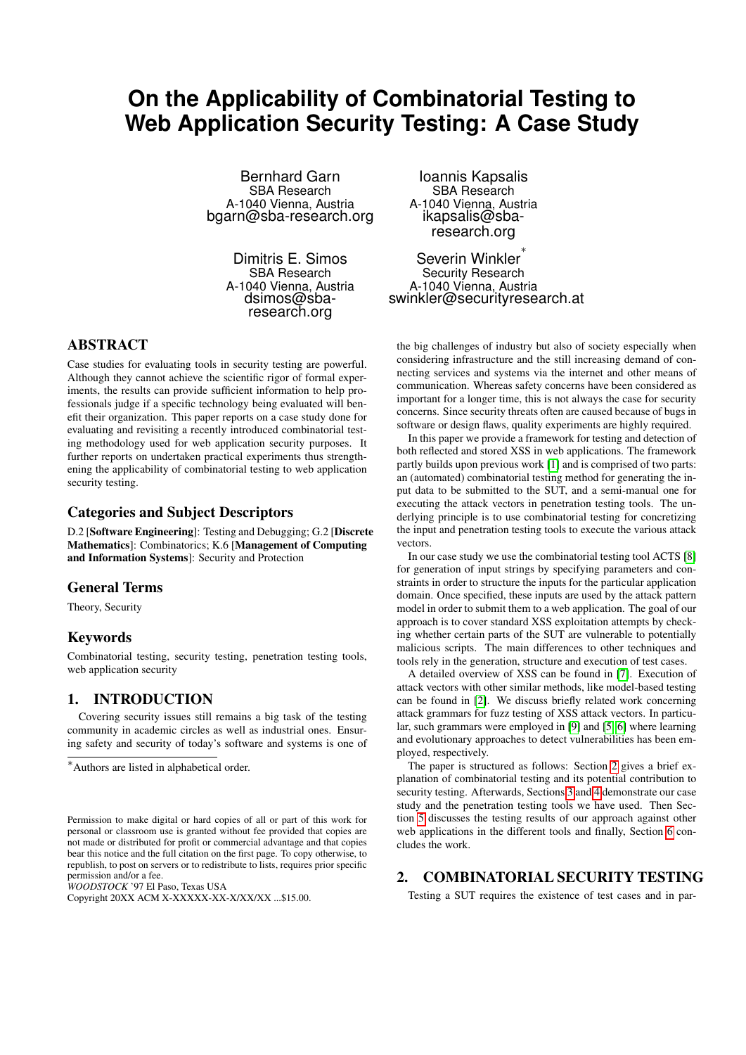# On the Applicability of Combinatorial Testing to Web Application Security Testing: A Case Study

Bernhard Garn
SBA Research
A-1040 Vienna, Austria
bgarn@sba-research.org

Ioannis Kapsalis
SBA Research
A-1040 Vienna, Austria
ikapsalis@sba-research.org

Dimitris E. Simos
SBA Research
A-1040 Vienna, Austria
dsimos@sba-research.org

Severin Winkler*
Security Research
A-1040 Vienna, Austria
swinkler@securityresearch.at

## ABSTRACT

Case studies for evaluating tools in security testing are powerful. Although they cannot achieve the scientific rigor of formal experiments, the results can provide sufficient information to help professionals judge if a specific technology being evaluated will benefit their organization. This paper reports on a case study done for evaluating and revisiting a recently introduced combinatorial testing methodology used for web application security purposes. It further reports on undertaken practical experiments thus strengthening the applicability of combinatorial testing to web application security testing.

### Categories and Subject Descriptors

D.2 [**Software Engineering**]: Testing and Debugging; G.2 [**Discrete Mathematics**]: Combinatorics; K.6 [**Management of Computing and Information Systems**]: Security and Protection

### General Terms

Theory, Security

### Keywords

Combinatorial testing, security testing, penetration testing tools, web application security

## 1. INTRODUCTION

Covering security issues still remains a big task of the testing community in academic circles as well as industrial ones. Ensuring safety and security of today's software and systems is one of the big challenges of industry but also of society especially when considering infrastructure and the still increasing demand of connecting services and systems via the internet and other means of communication. Whereas safety concerns have been considered as important for a longer time, this is not always the case for security concerns. Since security threats often are caused because of bugs in software or design flaws, quality experiments are highly required.

In this paper we provide a framework for testing and detection of both reflected and stored XSS in web applications. The framework partly builds upon previous work [1] and is comprised of two parts: an (automated) combinatorial testing method for generating the input data to be submitted to the SUT, and a semi-manual one for executing the attack vectors in penetration testing tools. The underlying principle is to use combinatorial testing for concretizing the input and penetration testing tools to execute the various attack vectors.

In our case study we use the combinatorial testing tool ACTS [8] for generation of input strings by specifying parameters and constraints in order to structure the inputs for the particular application domain. Once specified, these inputs are used by the attack pattern model in order to submit them to a web application. The goal of our approach is to cover standard XSS exploitation attempts by checking whether certain parts of the SUT are vulnerable to potentially malicious scripts. The main differences to other techniques and tools rely in the generation, structure and execution of test cases.

A detailed overview of XSS can be found in [7]. Execution of attack vectors with other similar methods, like model-based testing can be found in [2]. We discuss briefly related work concerning attack grammars for fuzz testing of XSS attack vectors. In particular, such grammars were employed in [9] and [5, 6] where learning and evolutionary approaches to detect vulnerabilities has been employed, respectively.

The paper is structured as follows: Section 2 gives a brief explanation of combinatorial testing and its potential contribution to security testing. Afterwards, Sections 3 and 4 demonstrate our case study and the penetration testing tools we have used. Then Section 5 discusses the testing results of our approach against other web applications in the different tools and finally, Section 6 concludes the work.

## 2. COMBINATORIAL SECURITY TESTING

Testing a SUT requires the existence of test cases and in par-

*Authors are listed in alphabetical order.

Permission to make digital or hard copies of all or part of this work for personal or classroom use is granted without fee provided that copies are not made or distributed for profit or commercial advantage and that copies bear this notice and the full citation on the first page. To copy otherwise, to republish, to post on servers or to redistribute to lists, requires prior specific permission and/or a fee.
*WOODSTOCK* '97 El Paso, Texas USA
Copyright 20XX ACM X-XXXXX-XX-X/XX/XX ...$15.00.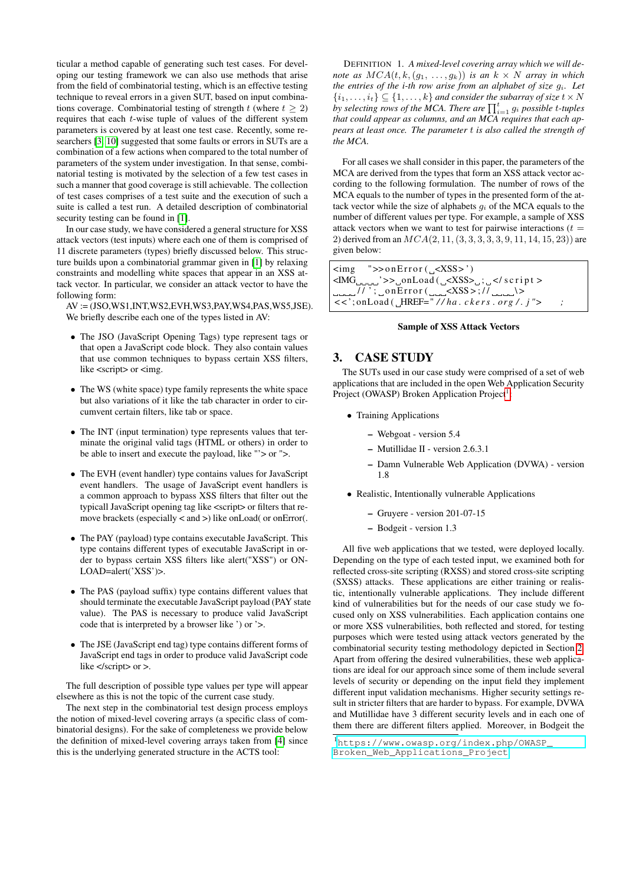ticular a method capable of generating such test cases. For developing our testing framework we can also use methods that arise from the field of combinatorial testing, which is an effective testing technique to reveal errors in a given SUT, based on input combinations coverage. Combinatorial testing of strength $t$ (where $t \geq 2$) requires that each $t$-wise tuple of values of the different system parameters is covered by at least one test case. Recently, some researchers [3, 10] suggested that some faults or errors in SUTs are a combination of a few actions when compared to the total number of parameters of the system under investigation. In that sense, combinatorial testing is motivated by the selection of a few test cases in such a manner that good coverage is still achievable. The collection of test cases comprises of a test suite and the execution of such a suite is called a test run. A detailed description of combinatorial security testing can be found in [1].

In our case study, we have considered a general structure for XSS attack vectors (test inputs) where each one of them is comprised of 11 discrete parameters (types) briefly discussed below. This structure builds upon a combinatorial grammar given in [1] by relaxing constraints and modelling white spaces that appear in an XSS attack vector. In particular, we consider an attack vector to have the following form:

AV := (JSO,WS1,INT,WS2,EVH,WS3,PAY,WS4,PAS,WS5,JSE).

We briefly describe each one of the types listed in AV:

- The JSO (JavaScript Opening Tags) type represent tags or that open a JavaScript code block. They also contain values that use common techniques to bypass certain XSS filters, like <script> or <img.
- The WS (white space) type family represents the white space but also variations of it like the tab character in order to circumvent certain filters, like tab or space.
- The INT (input termination) type represents values that terminate the original valid tags (HTML or others) in order to be able to insert and execute the payload, like "'> or ">.
- The EVH (event handler) type contains values for JavaScript event handlers. The usage of JavaScript event handlers is a common approach to bypass XSS filters that filter out the typicall JavaScript opening tag like <script> or filters that remove brackets (especially < and >) like onLoad( or onError(.
- The PAY (payload) type contains executable JavaScript. This type contains different types of executable JavaScript in order to bypass certain XSS filters like alert("XSS") or ONLOAD=alert('XSS')>.
- The PAS (payload suffix) type contains different values that should terminate the executable JavaScript payload (PAY state value). The PAS is necessary to produce valid JavaScript code that is interpreted by a browser like ') or '>.
- The JSE (JavaScript end tag) type contains different forms of JavaScript end tags in order to produce valid JavaScript code like </script> or >.

The full description of possible type values per type will appear elsewhere as this is not the topic of the current case study.

The next step in the combinatorial test design process employs the notion of mixed-level covering arrays (a specific class of combinatorial designs). For the sake of completeness we provide below the definition of mixed-level covering arrays taken from [4] since this is the underlying generated structure in the ACTS tool:

Definition 1. *A mixed-level covering array which we will denote as $MCA(t, k, (g_1, \ldots, g_k))$ is an $k \times N$ array in which the entries of the $i$-th row arise from an alphabet of size $g_i$. Let $\{i_1, \ldots, i_t\} \subseteq \{1, \ldots, k\}$ and consider the subarray of size $t \times N$ by selecting rows of the MCA. There are $\prod_{i=1}^{t} g_i$ possible $t$-tuples that could appear as columns, and an MCA requires that each appears at least once. The parameter $t$ is also called the strength of the MCA.*

For all cases we shall consider in this paper, the parameters of the MCA are derived from the types that form an XSS attack vector according to the following formulation. The number of rows of the MCA equals to the number of types in the presented form of the attack vector while the size of alphabets $g_i$ of the MCA equals to the number of different values per type. For example, a sample of XSS attack vectors when we want to test for pairwise interactions ($t = 2$) derived from an $MCA(2, 11, (3, 3, 3, 3, 3, 9, 11, 14, 15, 23))$ are given below:

```
<img   ">>onError( <XSS>')
<IMG    '>> onLoad( <XSS> ; </script>
    //'; onError(   <XSS>;//    \>
<<';onLoad( HREF="//ha.ckers.org/.j">     ;
```

**Sample of XSS Attack Vectors**

## 3. CASE STUDY

The SUTs used in our case study were comprised of a set of web applications that are included in the open Web Application Security Project (OWASP) Broken Application Project[1].

- Training Applications
  - Webgoat - version 5.4
  - Mutillidae II - version 2.6.3.1
  - Damn Vulnerable Web Application (DVWA) - version 1.8
- Realistic, Intentionally vulnerable Applications
  - Gruyere - version 201-07-15
  - Bodgeit - version 1.3

All five web applications that we tested, were deployed locally. Depending on the type of each tested input, we examined both for reflected cross-site scripting (RXSS) and stored cross-site scripting (SXSS) attacks. These applications are either training or realistic, intentionally vulnerable applications. They include different kind of vulnerabilities but for the needs of our case study we focused only on XSS vulnerabilities. Each application contains one or more XSS vulnerabilities, both reflected and stored, for testing purposes which were tested using attack vectors generated by the combinatorial security testing methodology depicted in Section 2. Apart from offering the desired vulnerabilities, these web applications are ideal for our approach since some of them include several levels of security or depending on the input field they implement different input validation mechanisms. Higher security settings result in stricter filters that are harder to bypass. For example, DVWA and Mutillidae have 3 different security levels and in each one of them there are different filters applied. Moreover, in Bodgeit the

[1] https://www.owasp.org/index.php/OWASP_Broken_Web_Applications_Project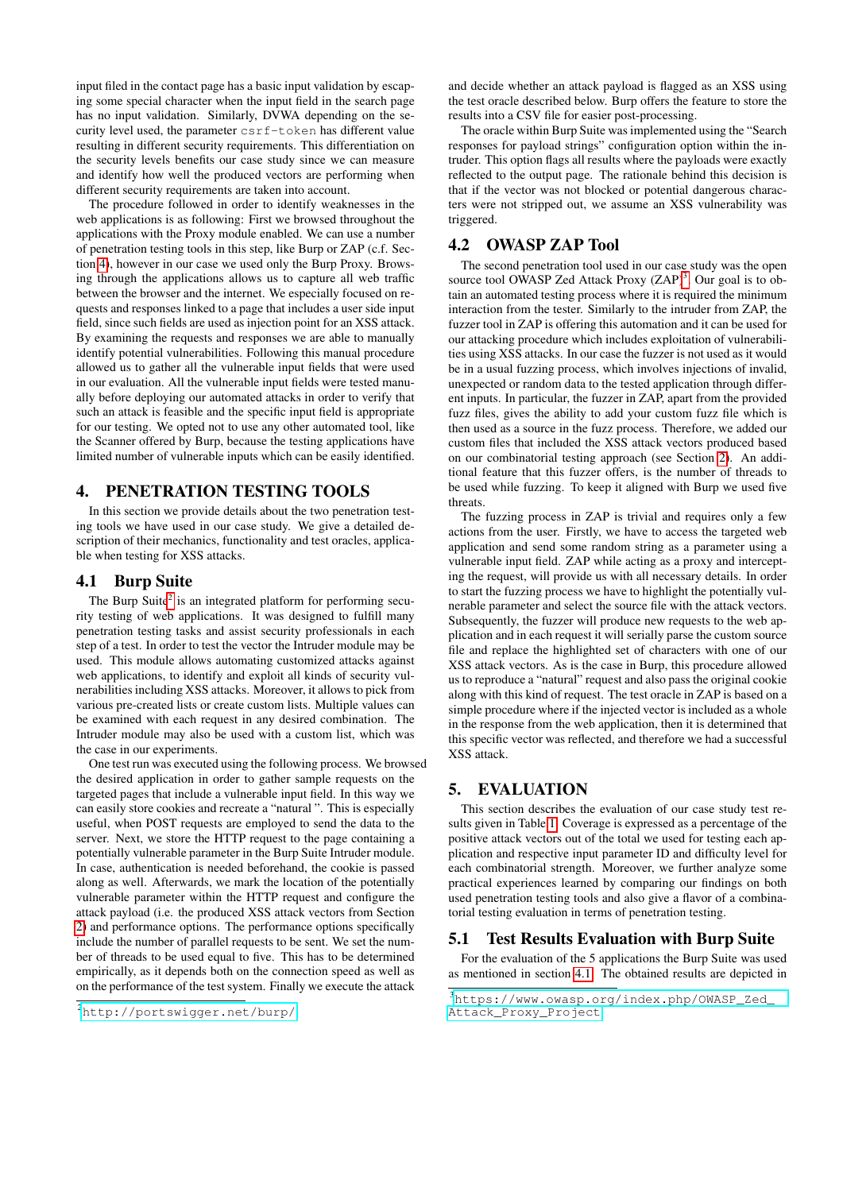input filed in the contact page has a basic input validation by escaping some special character when the input field in the search page has no input validation. Similarly, DVWA depending on the security level used, the parameter `csrf-token` has different value resulting in different security requirements. This differentiation on the security levels benefits our case study since we can measure and identify how well the produced vectors are performing when different security requirements are taken into account.

The procedure followed in order to identify weaknesses in the web applications is as following: First we browsed throughout the applications with the Proxy module enabled. We can use a number of penetration testing tools in this step, like Burp or ZAP (c.f. Section 4), however in our case we used only the Burp Proxy. Browsing through the applications allows us to capture all web traffic between the browser and the internet. We especially focused on requests and responses linked to a page that includes a user side input field, since such fields are used as injection point for an XSS attack. By examining the requests and responses we are able to manually identify potential vulnerabilities. Following this manual procedure allowed us to gather all the vulnerable input fields that were used in our evaluation. All the vulnerable input fields were tested manually before deploying our automated attacks in order to verify that such an attack is feasible and the specific input field is appropriate for our testing. We opted not to use any other automated tool, like the Scanner offered by Burp, because the testing applications have limited number of vulnerable inputs which can be easily identified.

## 4. PENETRATION TESTING TOOLS

In this section we provide details about the two penetration testing tools we have used in our case study. We give a detailed description of their mechanics, functionality and test oracles, applicable when testing for XSS attacks.

### 4.1 Burp Suite

The Burp Suite[2] is an integrated platform for performing security testing of web applications. It was designed to fulfill many penetration testing tasks and assist security professionals in each step of a test. In order to test the vector the Intruder module may be used. This module allows automating customized attacks against web applications, to identify and exploit all kinds of security vulnerabilities including XSS attacks. Moreover, it allows to pick from various pre-created lists or create custom lists. Multiple values can be examined with each request in any desired combination. The Intruder module may also be used with a custom list, which was the case in our experiments.

One test run was executed using the following process. We browsed the desired application in order to gather sample requests on the targeted pages that include a vulnerable input field. In this way we can easily store cookies and recreate a "natural ". This is especially useful, when POST requests are employed to send the data to the server. Next, we store the HTTP request to the page containing a potentially vulnerable parameter in the Burp Suite Intruder module. In case, authentication is needed beforehand, the cookie is passed along as well. Afterwards, we mark the location of the potentially vulnerable parameter within the HTTP request and configure the attack payload (i.e. the produced XSS attack vectors from Section 2) and performance options. The performance options specifically include the number of parallel requests to be sent. We set the number of threads to be used equal to five. This has to be determined empirically, as it depends both on the connection speed as well as on the performance of the test system. Finally we execute the attack and decide whether an attack payload is flagged as an XSS using the test oracle described below. Burp offers the feature to store the results into a CSV file for easier post-processing.

The oracle within Burp Suite was implemented using the "Search responses for payload strings" configuration option within the intruder. This option flags all results where the payloads were exactly reflected to the output page. The rationale behind this decision is that if the vector was not blocked or potential dangerous characters were not stripped out, we assume an XSS vulnerability was triggered.

### 4.2 OWASP ZAP Tool

The second penetration tool used in our case study was the open source tool OWASP Zed Attack Proxy (ZAP)[3]. Our goal is to obtain an automated testing process where it is required the minimum interaction from the tester. Similarly to the intruder from ZAP, the fuzzer tool in ZAP is offering this automation and it can be used for our attacking procedure which includes exploitation of vulnerabilities using XSS attacks. In our case the fuzzer is not used as it would be in a usual fuzzing process, which involves injections of invalid, unexpected or random data to the tested application through different inputs. In particular, the fuzzer in ZAP, apart from the provided fuzz files, gives the ability to add your custom fuzz file which is then used as a source in the fuzz process. Therefore, we added our custom files that included the XSS attack vectors produced based on our combinatorial testing approach (see Section 2). An additional feature that this fuzzer offers, is the number of threads to be used while fuzzing. To keep it aligned with Burp we used five threats.

The fuzzing process in ZAP is trivial and requires only a few actions from the user. Firstly, we have to access the targeted web application and send some random string as a parameter using a vulnerable input field. ZAP while acting as a proxy and intercepting the request, will provide us with all necessary details. In order to start the fuzzing process we have to highlight the potentially vulnerable parameter and select the source file with the attack vectors. Subsequently, the fuzzer will produce new requests to the web application and in each request it will serially parse the custom source file and replace the highlighted set of characters with one of our XSS attack vectors. As is the case in Burp, this procedure allowed us to reproduce a "natural" request and also pass the original cookie along with this kind of request. The test oracle in ZAP is based on a simple procedure where if the injected vector is included as a whole in the response from the web application, then it is determined that this specific vector was reflected, and therefore we had a successful XSS attack.

## 5. EVALUATION

This section describes the evaluation of our case study test results given in Table 1. Coverage is expressed as a percentage of the positive attack vectors out of the total we used for testing each application and respective input parameter ID and difficulty level for each combinatorial strength. Moreover, we further analyze some practical experiences learned by comparing our findings on both used penetration testing tools and also give a flavor of a combinatorial testing evaluation in terms of penetration testing.

### 5.1 Test Results Evaluation with Burp Suite

For the evaluation of the 5 applications the Burp Suite was used as mentioned in section 4.1. The obtained results are depicted in

[2] http://portswigger.net/burp/

[3] https://www.owasp.org/index.php/OWASP_Zed_Attack_Proxy_Project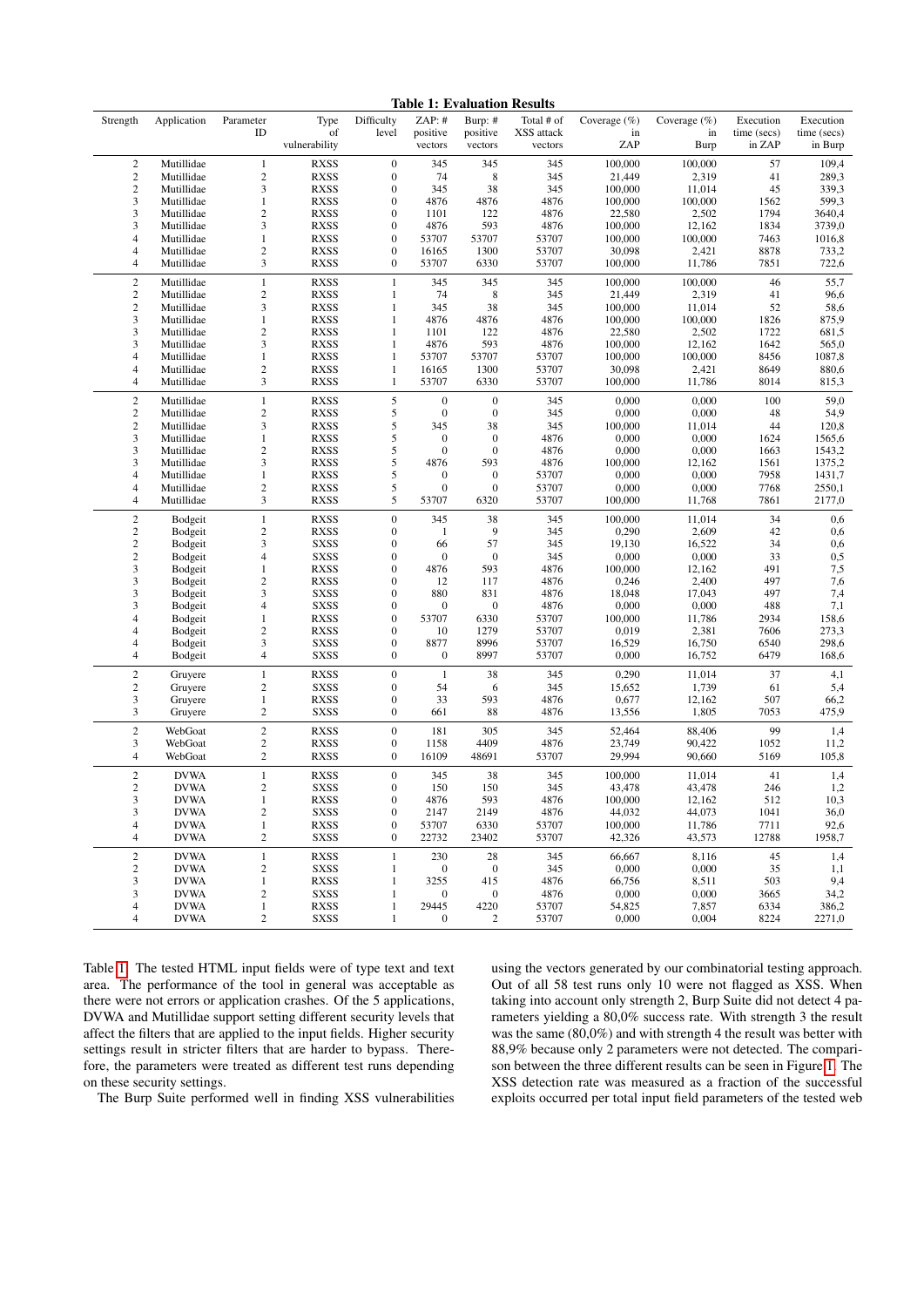**Table 1: Evaluation Results**

| Strength | Application | Parameter ID | Type of vulnerability | Difficulty level | ZAP: # positive vectors | Burp: # positive vectors | Total # of XSS attack vectors | Coverage (%) in ZAP | Coverage (%) in Burp | Execution time (secs) in ZAP | Execution time (secs) in Burp |
|---|---|---|---|---|---|---|---|---|---|---|---|
| 2 | Mutillidae | 1 | RXSS | 0 | 345 | 345 | 345 | 100,000 | 100,000 | 57 | 109,4 |
| 2 | Mutillidae | 2 | RXSS | 0 | 74 | 8 | 345 | 21,449 | 2,319 | 41 | 289,3 |
| 2 | Mutillidae | 3 | RXSS | 0 | 345 | 38 | 345 | 100,000 | 11,014 | 45 | 339,3 |
| 3 | Mutillidae | 1 | RXSS | 0 | 4876 | 4876 | 4876 | 100,000 | 100,000 | 1562 | 599,3 |
| 3 | Mutillidae | 2 | RXSS | 0 | 1101 | 122 | 4876 | 22,580 | 2,502 | 1794 | 3640,4 |
| 3 | Mutillidae | 3 | RXSS | 0 | 4876 | 593 | 4876 | 100,000 | 12,162 | 1834 | 3739,0 |
| 4 | Mutillidae | 1 | RXSS | 0 | 53707 | 53707 | 53707 | 100,000 | 100,000 | 7463 | 1016,8 |
| 4 | Mutillidae | 2 | RXSS | 0 | 16165 | 1300 | 53707 | 30,098 | 2,421 | 8878 | 733,2 |
| 4 | Mutillidae | 3 | RXSS | 0 | 53707 | 6330 | 53707 | 100,000 | 11,786 | 7851 | 722,6 |
| 2 | Mutillidae | 1 | RXSS | 1 | 345 | 345 | 345 | 100,000 | 100,000 | 46 | 55,7 |
| 2 | Mutillidae | 2 | RXSS | 1 | 74 | 8 | 345 | 21,449 | 2,319 | 41 | 96,6 |
| 2 | Mutillidae | 3 | RXSS | 1 | 345 | 38 | 345 | 100,000 | 11,014 | 52 | 58,6 |
| 3 | Mutillidae | 1 | RXSS | 1 | 4876 | 4876 | 4876 | 100,000 | 100,000 | 1826 | 875,9 |
| 3 | Mutillidae | 2 | RXSS | 1 | 1101 | 122 | 4876 | 22,580 | 2,502 | 1722 | 681,5 |
| 3 | Mutillidae | 3 | RXSS | 1 | 4876 | 593 | 4876 | 100,000 | 12,162 | 1642 | 565,0 |
| 4 | Mutillidae | 1 | RXSS | 1 | 53707 | 53707 | 53707 | 100,000 | 100,000 | 8456 | 1087,8 |
| 4 | Mutillidae | 2 | RXSS | 1 | 16165 | 1300 | 53707 | 30,098 | 2,421 | 8649 | 880,6 |
| 4 | Mutillidae | 3 | RXSS | 1 | 53707 | 6330 | 53707 | 100,000 | 11,786 | 8014 | 815,3 |
| 2 | Mutillidae | 1 | RXSS | 5 | 0 | 0 | 345 | 0,000 | 0,000 | 100 | 59,0 |
| 2 | Mutillidae | 2 | RXSS | 5 | 0 | 0 | 345 | 0,000 | 0,000 | 48 | 54,9 |
| 2 | Mutillidae | 3 | RXSS | 5 | 345 | 38 | 345 | 100,000 | 11,014 | 44 | 120,8 |
| 3 | Mutillidae | 1 | RXSS | 5 | 0 | 0 | 4876 | 0,000 | 0,000 | 1624 | 1565,6 |
| 3 | Mutillidae | 2 | RXSS | 5 | 0 | 0 | 4876 | 0,000 | 0,000 | 1663 | 1543,2 |
| 3 | Mutillidae | 3 | RXSS | 5 | 4876 | 593 | 4876 | 100,000 | 12,162 | 1561 | 1375,2 |
| 4 | Mutillidae | 1 | RXSS | 5 | 0 | 0 | 53707 | 0,000 | 0,000 | 7958 | 1431,7 |
| 4 | Mutillidae | 2 | RXSS | 5 | 0 | 0 | 53707 | 0,000 | 0,000 | 7768 | 2550,1 |
| 4 | Mutillidae | 3 | RXSS | 5 | 53707 | 6320 | 53707 | 100,000 | 11,768 | 7861 | 2177,0 |
| 2 | Bodgeit | 1 | RXSS | 0 | 345 | 38 | 345 | 100,000 | 11,014 | 34 | 0,6 |
| 2 | Bodgeit | 2 | RXSS | 0 | 1 | 9 | 345 | 0,290 | 2,609 | 42 | 0,6 |
| 2 | Bodgeit | 3 | SXSS | 0 | 66 | 57 | 345 | 19,130 | 16,522 | 34 | 0,6 |
| 2 | Bodgeit | 4 | SXSS | 0 | 0 | 0 | 345 | 0,000 | 0,000 | 33 | 0,5 |
| 3 | Bodgeit | 1 | RXSS | 0 | 4876 | 593 | 4876 | 100,000 | 12,162 | 491 | 7,5 |
| 3 | Bodgeit | 2 | RXSS | 0 | 12 | 117 | 4876 | 0,246 | 2,400 | 497 | 7,6 |
| 3 | Bodgeit | 3 | SXSS | 0 | 880 | 831 | 4876 | 18,048 | 17,043 | 497 | 7,4 |
| 3 | Bodgeit | 4 | SXSS | 0 | 0 | 0 | 4876 | 0,000 | 0,000 | 488 | 7,1 |
| 4 | Bodgeit | 1 | RXSS | 0 | 53707 | 6330 | 53707 | 100,000 | 11,786 | 2934 | 158,6 |
| 4 | Bodgeit | 2 | RXSS | 0 | 10 | 1279 | 53707 | 0,019 | 2,381 | 7606 | 273,3 |
| 4 | Bodgeit | 3 | SXSS | 0 | 8877 | 8996 | 53707 | 16,529 | 16,750 | 6540 | 298,6 |
| 4 | Bodgeit | 4 | SXSS | 0 | 0 | 8997 | 53707 | 0,000 | 16,752 | 6479 | 168,6 |
| 2 | Gruyere | 1 | RXSS | 0 | 1 | 38 | 345 | 0,290 | 11,014 | 37 | 4,1 |
| 2 | Gruyere | 2 | SXSS | 0 | 54 | 6 | 345 | 15,652 | 1,739 | 61 | 5,4 |
| 3 | Gruyere | 1 | RXSS | 0 | 33 | 593 | 4876 | 0,677 | 12,162 | 507 | 66,2 |
| 3 | Gruyere | 2 | SXSS | 0 | 661 | 88 | 4876 | 13,556 | 1,805 | 7053 | 475,9 |
| 2 | WebGoat | 2 | RXSS | 0 | 181 | 305 | 345 | 52,464 | 88,406 | 99 | 1,4 |
| 3 | WebGoat | 2 | RXSS | 0 | 1158 | 4409 | 4876 | 23,749 | 90,422 | 1052 | 11,2 |
| 4 | WebGoat | 2 | RXSS | 0 | 16109 | 48691 | 53707 | 29,994 | 90,660 | 5169 | 105,8 |
| 2 | DVWA | 1 | RXSS | 0 | 345 | 38 | 345 | 100,000 | 11,014 | 41 | 1,4 |
| 2 | DVWA | 2 | SXSS | 0 | 150 | 150 | 345 | 43,478 | 43,478 | 246 | 1,2 |
| 3 | DVWA | 1 | RXSS | 0 | 4876 | 593 | 4876 | 100,000 | 12,162 | 512 | 10,3 |
| 3 | DVWA | 2 | SXSS | 0 | 2147 | 2149 | 4876 | 44,032 | 44,073 | 1041 | 36,0 |
| 4 | DVWA | 1 | RXSS | 0 | 53707 | 6330 | 53707 | 100,000 | 11,786 | 7711 | 92,6 |
| 4 | DVWA | 2 | SXSS | 0 | 22732 | 23402 | 53707 | 42,326 | 43,573 | 12788 | 1958,7 |
| 2 | DVWA | 1 | RXSS | 1 | 230 | 28 | 345 | 66,667 | 8,116 | 45 | 1,4 |
| 2 | DVWA | 2 | SXSS | 1 | 0 | 0 | 345 | 0,000 | 0,000 | 35 | 1,1 |
| 3 | DVWA | 1 | RXSS | 1 | 3255 | 415 | 4876 | 66,756 | 8,511 | 503 | 9,4 |
| 3 | DVWA | 2 | SXSS | 1 | 0 | 0 | 4876 | 0,000 | 0,000 | 3665 | 34,2 |
| 4 | DVWA | 1 | RXSS | 1 | 29445 | 4220 | 53707 | 54,825 | 7,857 | 6334 | 386,2 |
| 4 | DVWA | 2 | SXSS | 1 | 0 | 2 | 53707 | 0,000 | 0,004 | 8224 | 2271,0 |

Table 1. The tested HTML input fields were of type text and text area. The performance of the tool in general was acceptable as there were not errors or application crashes. Of the 5 applications, DVWA and Mutillidae support setting different security levels that affect the filters that are applied to the input fields. Higher security settings result in stricter filters that are harder to bypass. Therefore, the parameters were treated as different test runs depending on these security settings.

The Burp Suite performed well in finding XSS vulnerabilities using the vectors generated by our combinatorial testing approach. Out of all 58 test runs only 10 were not flagged as XSS. When taking into account only strength 2, Burp Suite did not detect 4 parameters yielding a 80,0% success rate. With strength 3 the result was the same (80,0%) and with strength 4 the result was better with 88,9% because only 2 parameters were not detected. The comparison between the three different results can be seen in Figure 1. The XSS detection rate was measured as a fraction of the successful exploits occurred per total input field parameters of the tested web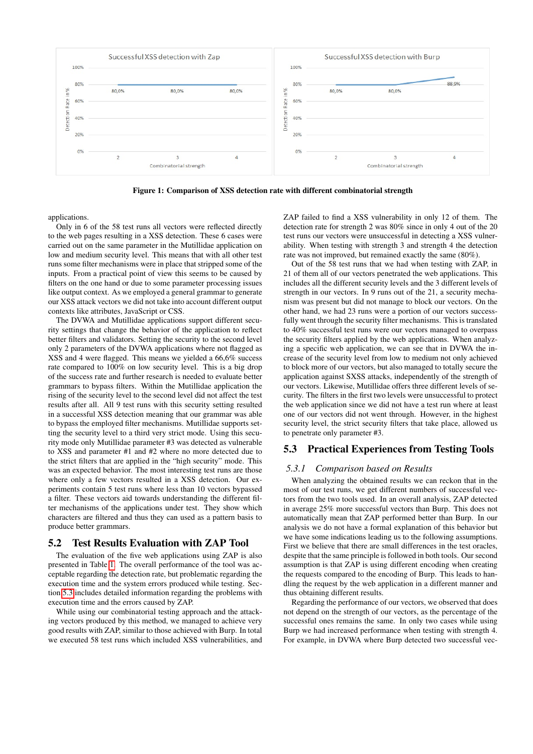Figure 1: Comparison of XSS detection rate with different combinatorial strength

applications.

Only in 6 of the 58 test runs all vectors were reflected directly to the web pages resulting in a XSS detection. These 6 cases were carried out on the same parameter in the Mutillidae application on low and medium security level. This means that with all other test runs some filter mechanisms were in place that stripped some of the inputs. From a practical point of view this seems to be caused by filters on the one hand or due to some parameter processing issues like output context. As we employed a general grammar to generate our XSS attack vectors we did not take into account different output contexts like attributes, JavaScript or CSS.

The DVWA and Mutillidae applications support different security settings that change the behavior of the application to reflect better filters and validators. Setting the security to the second level only 2 parameters of the DVWA applications where not flagged as XSS and 4 were flagged. This means we yielded a 66,6% success rate compared to 100% on low security level. This is a big drop of the success rate and further research is needed to evaluate better grammars to bypass filters. Within the Mutillidae application the rising of the security level to the second level did not affect the test results after all. All 9 test runs with this security setting resulted in a successful XSS detection meaning that our grammar was able to bypass the employed filter mechanisms. Mutillidae supports setting the security level to a third very strict mode. Using this security mode only Mutillidae parameter #3 was detected as vulnerable to XSS and parameter #1 and #2 where no more detected due to the strict filters that are applied in the "high security" mode. This was an expected behavior. The most interesting test runs are those where only a few vectors resulted in a XSS detection. Our experiments contain 5 test runs where less than 10 vectors bypassed a filter. These vectors aid towards understanding the different filter mechanisms of the applications under test. They show which characters are filtered and thus they can used as a pattern basis to produce better grammars.

## 5.2 Test Results Evaluation with ZAP Tool

The evaluation of the five web applications using ZAP is also presented in Table 1. The overall performance of the tool was acceptable regarding the detection rate, but problematic regarding the execution time and the system errors produced while testing. Section 5.3 includes detailed information regarding the problems with execution time and the errors caused by ZAP.

While using our combinatorial testing approach and the attacking vectors produced by this method, we managed to achieve very good results with ZAP, similar to those achieved with Burp. In total we executed 58 test runs which included XSS vulnerabilities, and ZAP failed to find a XSS vulnerability in only 12 of them. The detection rate for strength 2 was 80% since in only 4 out of the 20 test runs our vectors were unsuccessful in detecting a XSS vulnerability. When testing with strength 3 and strength 4 the detection rate was not improved, but remained exactly the same (80%).

Out of the 58 test runs that we had when testing with ZAP, in 21 of them all of our vectors penetrated the web applications. This includes all the different security levels and the 3 different levels of strength in our vectors. In 9 runs out of the 21, a security mechanism was present but did not manage to block our vectors. On the other hand, we had 23 runs were a portion of our vectors successfully went through the security filter mechanisms. This is translated to 40% successful test runs were our vectors managed to overpass the security filters applied by the web applications. When analyzing a specific web application, we can see that in DVWA the increase of the security level from low to medium not only achieved to block more of our vectors, but also managed to totally secure the application against SXSS attacks, independently of the strength of our vectors. Likewise, Mutillidae offers three different levels of security. The filters in the first two levels were unsuccessful to protect the web application since we did not have a test run where at least one of our vectors did not went through. However, in the highest security level, the strict security filters that take place, allowed us to penetrate only parameter #3.

## 5.3 Practical Experiences from Testing Tools

### 5.3.1 Comparison based on Results

When analyzing the obtained results we can reckon that in the most of our test runs, we get different numbers of successful vectors from the two tools used. In an overall analysis, ZAP detected in average 25% more successful vectors than Burp. This does not automatically mean that ZAP performed better than Burp. In our analysis we do not have a formal explanation of this behavior but we have some indications leading us to the following assumptions. First we believe that there are small differences in the test oracles, despite that the same principle is followed in both tools. Our second assumption is that ZAP is using different encoding when creating the requests compared to the encoding of Burp. This leads to handling the request by the web application in a different manner and thus obtaining different results.

Regarding the performance of our vectors, we observed that does not depend on the strength of our vectors, as the percentage of the successful ones remains the same. In only two cases while using Burp we had increased performance when testing with strength 4. For example, in DVWA where Burp detected two successful vec-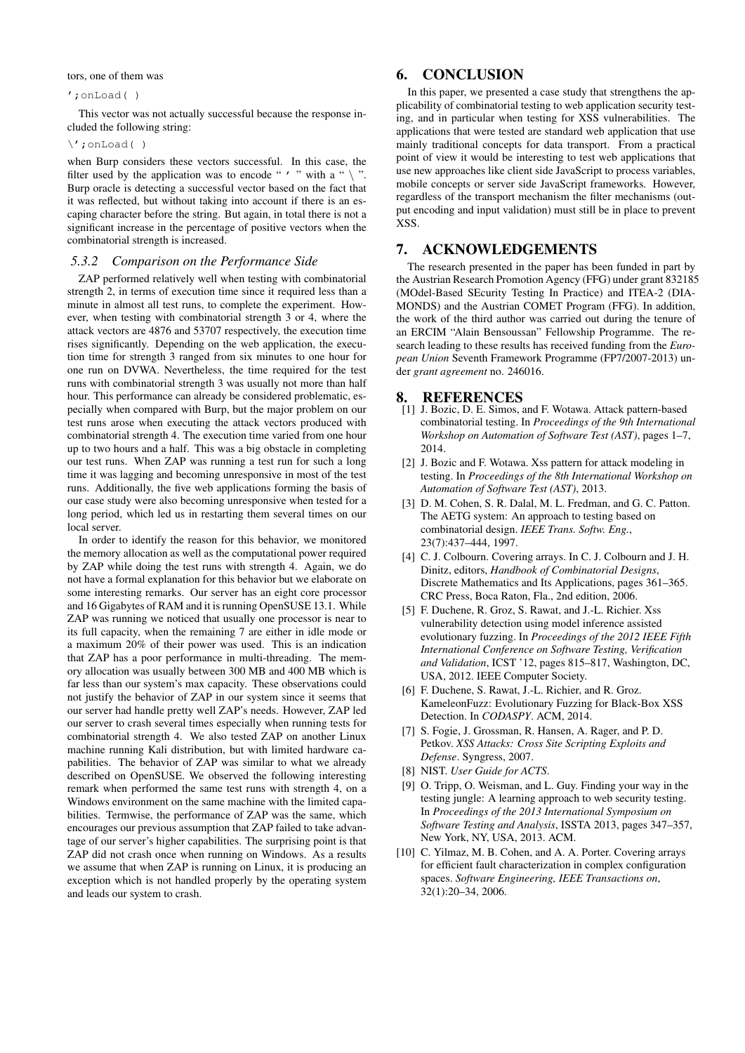tors, one of them was

```
';onLoad( )
```

This vector was not actually successful because the response included the following string:

```
\';onLoad( )
```

when Burp considers these vectors successful. In this case, the filter used by the application was to encode " ' " with a " \ ". Burp oracle is detecting a successful vector based on the fact that it was reflected, but without taking into account if there is an escaping character before the string. But again, in total there is not a significant increase in the percentage of positive vectors when the combinatorial strength is increased.

### 5.3.2 Comparison on the Performance Side

ZAP performed relatively well when testing with combinatorial strength 2, in terms of execution time since it required less than a minute in almost all test runs, to complete the experiment. However, when testing with combinatorial strength 3 or 4, where the attack vectors are 4876 and 53707 respectively, the execution time rises significantly. Depending on the web application, the execution time for strength 3 ranged from six minutes to one hour for one run on DVWA. Nevertheless, the time required for the test runs with combinatorial strength 3 was usually not more than half hour. This performance can already be considered problematic, especially when compared with Burp, but the major problem on our test runs arose when executing the attack vectors produced with combinatorial strength 4. The execution time varied from one hour up to two hours and a half. This was a big obstacle in completing our test runs. When ZAP was running a test run for such a long time it was lagging and becoming unresponsive in most of the test runs. Additionally, the five web applications forming the basis of our case study were also becoming unresponsive when tested for a long period, which led us in restarting them several times on our local server.

In order to identify the reason for this behavior, we monitored the memory allocation as well as the computational power required by ZAP while doing the test runs with strength 4. Again, we do not have a formal explanation for this behavior but we elaborate on some interesting remarks. Our server has an eight core processor and 16 Gigabytes of RAM and it is running OpenSUSE 13.1. While ZAP was running we noticed that usually one processor is near to its full capacity, when the remaining 7 are either in idle mode or a maximum 20% of their power was used. This is an indication that ZAP has a poor performance in multi-threading. The memory allocation was usually between 300 MB and 400 MB which is far less than our system's max capacity. These observations could not justify the behavior of ZAP in our system since it seems that our server had handle pretty well ZAP's needs. However, ZAP led our server to crash several times especially when running tests for combinatorial strength 4. We also tested ZAP on another Linux machine running Kali distribution, but with limited hardware capabilities. The behavior of ZAP was similar to what we already described on OpenSUSE. We observed the following interesting remark when performed the same test runs with strength 4, on a Windows environment on the same machine with the limited capabilities. Termwise, the performance of ZAP was the same, which encourages our previous assumption that ZAP failed to take advantage of our server's higher capabilities. The surprising point is that ZAP did not crash once when running on Windows. As a results we assume that when ZAP is running on Linux, it is producing an exception which is not handled properly by the operating system and leads our system to crash.

## 6. CONCLUSION

In this paper, we presented a case study that strengthens the applicability of combinatorial testing to web application security testing, and in particular when testing for XSS vulnerabilities. The applications that were tested are standard web application that use mainly traditional concepts for data transport. From a practical point of view it would be interesting to test web applications that use new approaches like client side JavaScript to process variables, mobile concepts or server side JavaScript frameworks. However, regardless of the transport mechanism the filter mechanisms (output encoding and input validation) must still be in place to prevent XSS.

## 7. ACKNOWLEDGEMENTS

The research presented in the paper has been funded in part by the Austrian Research Promotion Agency (FFG) under grant 832185 (MOdel-Based SEcurity Testing In Practice) and ITEA-2 (DIAMONDS) and the Austrian COMET Program (FFG). In addition, the work of the third author was carried out during the tenure of an ERCIM "Alain Bensoussan" Fellowship Programme. The research leading to these results has received funding from the *European Union* Seventh Framework Programme (FP7/2007-2013) under *grant agreement* no. 246016.

## 8. REFERENCES

[1] J. Bozic, D. E. Simos, and F. Wotawa. Attack pattern-based combinatorial testing. In *Proceedings of the 9th International Workshop on Automation of Software Test (AST)*, pages 1–7, 2014.

[2] J. Bozic and F. Wotawa. Xss pattern for attack modeling in testing. In *Proceedings of the 8th International Workshop on Automation of Software Test (AST)*, 2013.

[3] D. M. Cohen, S. R. Dalal, M. L. Fredman, and G. C. Patton. The AETG system: An approach to testing based on combinatorial design. *IEEE Trans. Softw. Eng.*, 23(7):437–444, 1997.

[4] C. J. Colbourn. Covering arrays. In C. J. Colbourn and J. H. Dinitz, editors, *Handbook of Combinatorial Designs*, Discrete Mathematics and Its Applications, pages 361–365. CRC Press, Boca Raton, Fla., 2nd edition, 2006.

[5] F. Duchene, R. Groz, S. Rawat, and J.-L. Richier. Xss vulnerability detection using model inference assisted evolutionary fuzzing. In *Proceedings of the 2012 IEEE Fifth International Conference on Software Testing, Verification and Validation*, ICST '12, pages 815–817, Washington, DC, USA, 2012. IEEE Computer Society.

[6] F. Duchene, S. Rawat, J.-L. Richier, and R. Groz. KameleonFuzz: Evolutionary Fuzzing for Black-Box XSS Detection. In *CODASPY*. ACM, 2014.

[7] S. Fogie, J. Grossman, R. Hansen, A. Rager, and P. D. Petkov. *XSS Attacks: Cross Site Scripting Exploits and Defense*. Syngress, 2007.

[8] NIST. *User Guide for ACTS*.

[9] O. Tripp, O. Weisman, and L. Guy. Finding your way in the testing jungle: A learning approach to web security testing. In *Proceedings of the 2013 International Symposium on Software Testing and Analysis*, ISSTA 2013, pages 347–357, New York, NY, USA, 2013. ACM.

[10] C. Yilmaz, M. B. Cohen, and A. A. Porter. Covering arrays for efficient fault characterization in complex configuration spaces. *Software Engineering, IEEE Transactions on*, 32(1):20–34, 2006.